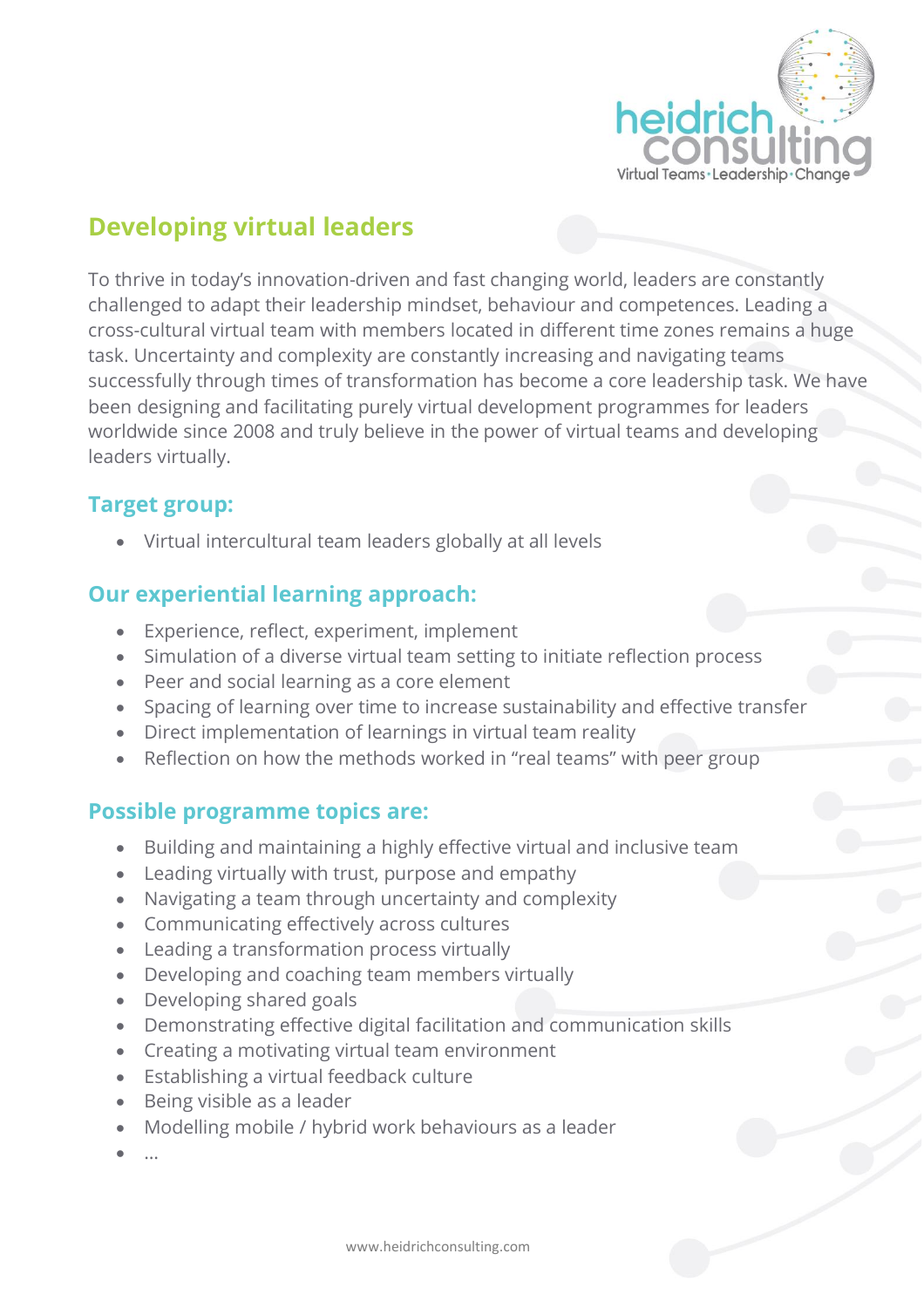## Developing virtual leaders

To thrive in today's innovation-driven and fast changing world, leaders are constantly challenged to adapt their leadership mindset, behaviour and competences. Leading a cross-cultural virtual team with members located in different time zones remains a huge task. Uncertainty and complexity are constantly increasing and navigating teams successfully through times of transformation has become a core leadership task. We have been designing and facilitating purely virtual development programmes for leaders worldwide since 2008 and truly believe in the power of virtual teams and developing leaders virtually.

### Target group:

- Virtual intercultural team leaders globally at all levels

### Our experiential learning approach:

- Experience, reflect, experiment, implement
- Simulation of a diverse virtual team setting to initiate reflection process
- Peer and social learning as a core element
- Spacing of learning over time to increase sustainability and effective transfer
- Direct implementation of learnings in virtual team reality
- Reflection on how the methods worked in "real teams" with peer group

### Possible programme topics are:

- Building and maintaining a highly effective virtual and inclusive team
- Leading virtually with trust, purpose and empathy
- Navigating a team through uncertainty and complexity
- Communicating effectively across cultures
- Leading a transformation process virtually
- Developing and coaching team members virtually
- Developing shared goals
- Demonstrating effective digital facilitation and communication skills
- Creating a motivating virtual team environment
- Establishing a virtual feedback culture
- Being visible as a leader
- Modelling mobile / hybrid work behaviours as a leader
- …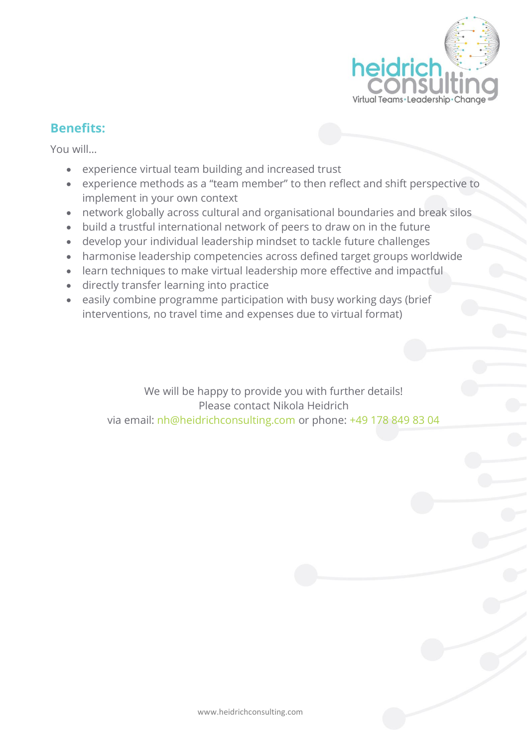## Benefits:

You will…

- experience virtual team building and increased trust
- experience methods as a "team member" to then reflect and shift perspective to implement in your own context
- network globally across cultural and organisational boundaries and break silos
- build a trustful international network of peers to draw on in the future
- develop your individual leadership mindset to tackle future challenges
- harmonise leadership competencies across defined target groups worldwide
- learn techniques to make virtual leadership more effective and impactful
- directly transfer learning into practice
- easily combine programme participation with busy working days (brief interventions, no travel time and expenses due to virtual format)

We will be happy to provide you with further details!
Please contact Nikola Heidrich
via email: nh@heidrichconsulting.com or phone: +49 178 849 83 04